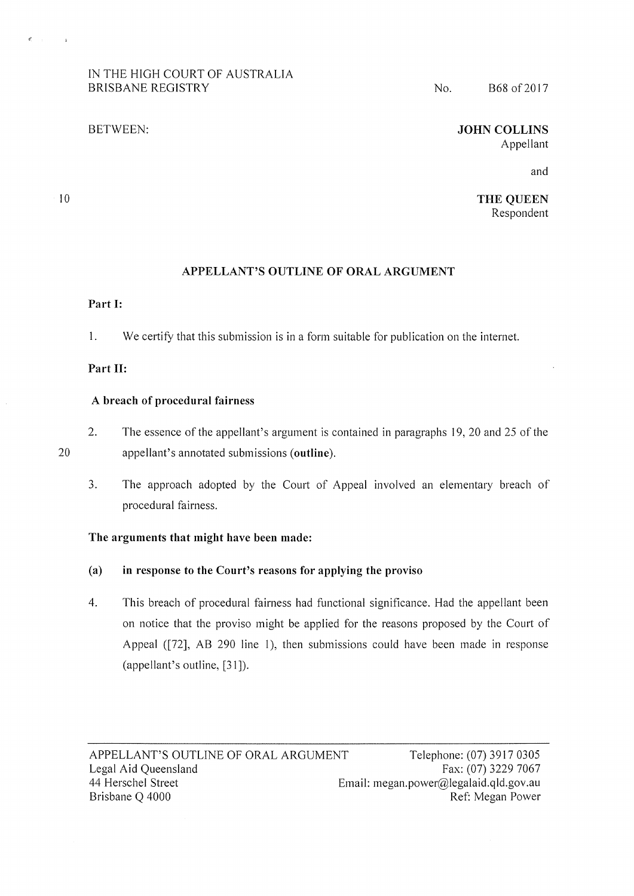IN THE HIGH COURT OF AUSTRALIA
BRISBANE REGISTRY

No. B68 of 2017

BETWEEN:

**JOHN COLLINS**
Appellant

and

**THE QUEEN**
Respondent

## APPELLANT'S OUTLINE OF ORAL ARGUMENT

**Part I:**

1. We certify that this submission is in a form suitable for publication on the internet.

**Part II:**

**A breach of procedural fairness**

2. The essence of the appellant's argument is contained in paragraphs 19, 20 and 25 of the appellant's annotated submissions (**outline**).

3. The approach adopted by the Court of Appeal involved an elementary breach of procedural fairness.

**The arguments that might have been made:**

**(a) in response to the Court's reasons for applying the proviso**

4. This breach of procedural fairness had functional significance. Had the appellant been on notice that the proviso might be applied for the reasons proposed by the Court of Appeal ([72], AB 290 line 1), then submissions could have been made in response (appellant's outline, [31]).

APPELLANT'S OUTLINE OF ORAL ARGUMENT
Legal Aid Queensland
44 Herschel Street
Brisbane Q 4000

Telephone: (07) 3917 0305
Fax: (07) 3229 7067
Email: megan.power@legalaid.qld.gov.au
Ref: Megan Power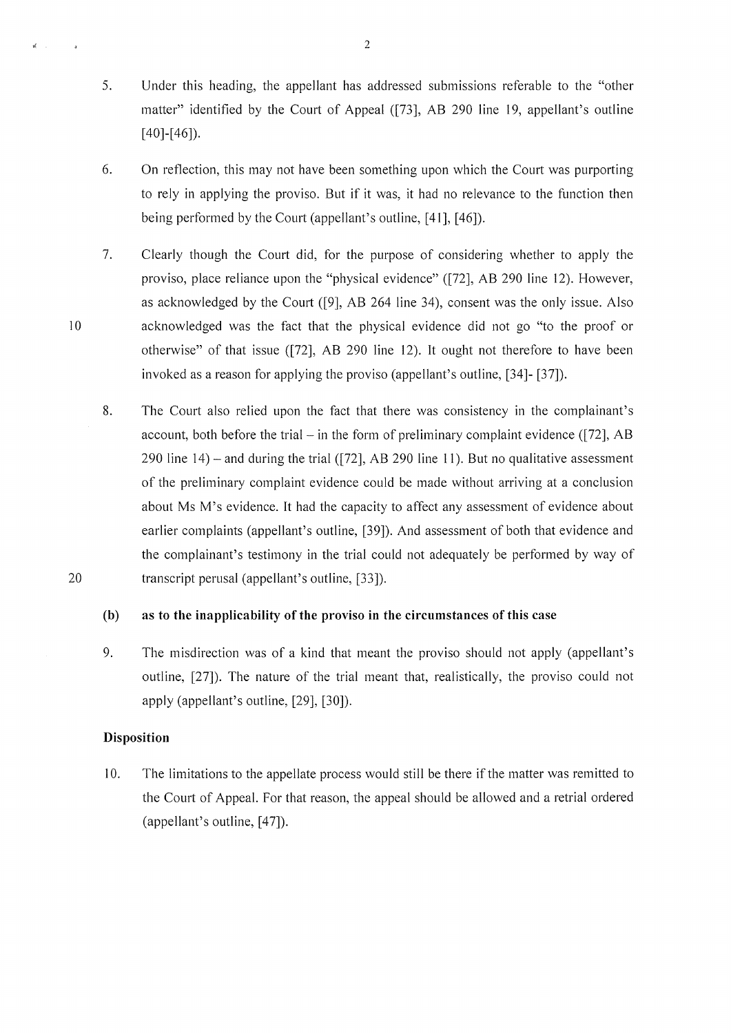5. Under this heading, the appellant has addressed submissions referable to the "other matter" identified by the Court of Appeal ([73], AB 290 line 19, appellant's outline [40]-[46]).

6. On reflection, this may not have been something upon which the Court was purporting to rely in applying the proviso. But if it was, it had no relevance to the function then being performed by the Court (appellant's outline, [41], [46]).

7. Clearly though the Court did, for the purpose of considering whether to apply the proviso, place reliance upon the "physical evidence" ([72], AB 290 line 12). However, as acknowledged by the Court ([9], AB 264 line 34), consent was the only issue. Also acknowledged was the fact that the physical evidence did not go "to the proof or otherwise" of that issue ([72], AB 290 line 12). It ought not therefore to have been invoked as a reason for applying the proviso (appellant's outline, [34]- [37]).

8. The Court also relied upon the fact that there was consistency in the complainant's account, both before the trial – in the form of preliminary complaint evidence ([72], AB 290 line 14) – and during the trial ([72], AB 290 line 11). But no qualitative assessment of the preliminary complaint evidence could be made without arriving at a conclusion about Ms M's evidence. It had the capacity to affect any assessment of evidence about earlier complaints (appellant's outline, [39]). And assessment of both that evidence and the complainant's testimony in the trial could not adequately be performed by way of transcript perusal (appellant's outline, [33]).

**(b) as to the inapplicability of the proviso in the circumstances of this case**

9. The misdirection was of a kind that meant the proviso should not apply (appellant's outline, [27]). The nature of the trial meant that, realistically, the proviso could not apply (appellant's outline, [29], [30]).

**Disposition**

10. The limitations to the appellate process would still be there if the matter was remitted to the Court of Appeal. For that reason, the appeal should be allowed and a retrial ordered (appellant's outline, [47]).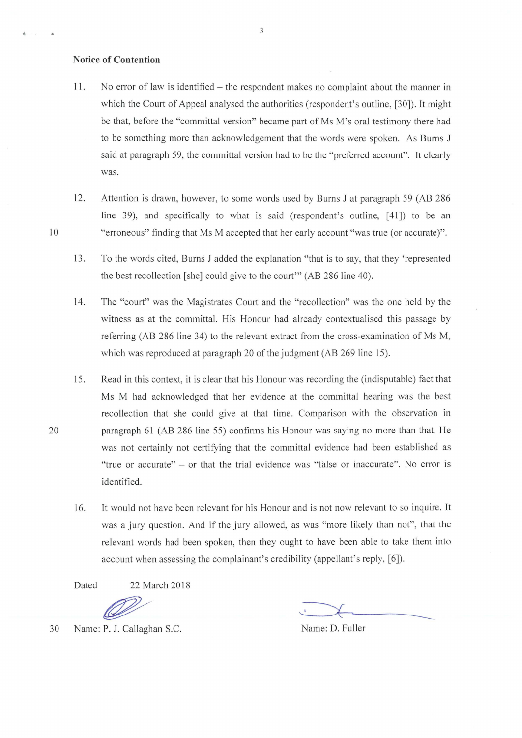**Notice of Contention**

11. No error of law is identified – the respondent makes no complaint about the manner in which the Court of Appeal analysed the authorities (respondent's outline, [30]). It might be that, before the "committal version" became part of Ms M's oral testimony there had to be something more than acknowledgement that the words were spoken. As Burns J said at paragraph 59, the committal version had to be the "preferred account". It clearly was.

12. Attention is drawn, however, to some words used by Burns J at paragraph 59 (AB 286 line 39), and specifically to what is said (respondent's outline, [41]) to be an "erroneous" finding that Ms M accepted that her early account "was true (or accurate)".

13. To the words cited, Burns J added the explanation "that is to say, that they 'represented the best recollection [she] could give to the court'" (AB 286 line 40).

14. The "court" was the Magistrates Court and the "recollection" was the one held by the witness as at the committal. His Honour had already contextualised this passage by referring (AB 286 line 34) to the relevant extract from the cross-examination of Ms M, which was reproduced at paragraph 20 of the judgment (AB 269 line 15).

15. Read in this context, it is clear that his Honour was recording the (indisputable) fact that Ms M had acknowledged that her evidence at the committal hearing was the best recollection that she could give at that time. Comparison with the observation in paragraph 61 (AB 286 line 55) confirms his Honour was saying no more than that. He was not certainly not certifying that the committal evidence had been established as "true or accurate" – or that the trial evidence was "false or inaccurate". No error is identified.

16. It would not have been relevant for his Honour and is not now relevant to so inquire. It was a jury question. And if the jury allowed, as was "more likely than not", that the relevant words had been spoken, then they ought to have been able to take them into account when assessing the complainant's credibility (appellant's reply, [6]).

Dated 22 March 2018

Name: P. J. Callaghan S.C.

Name: D. Fuller